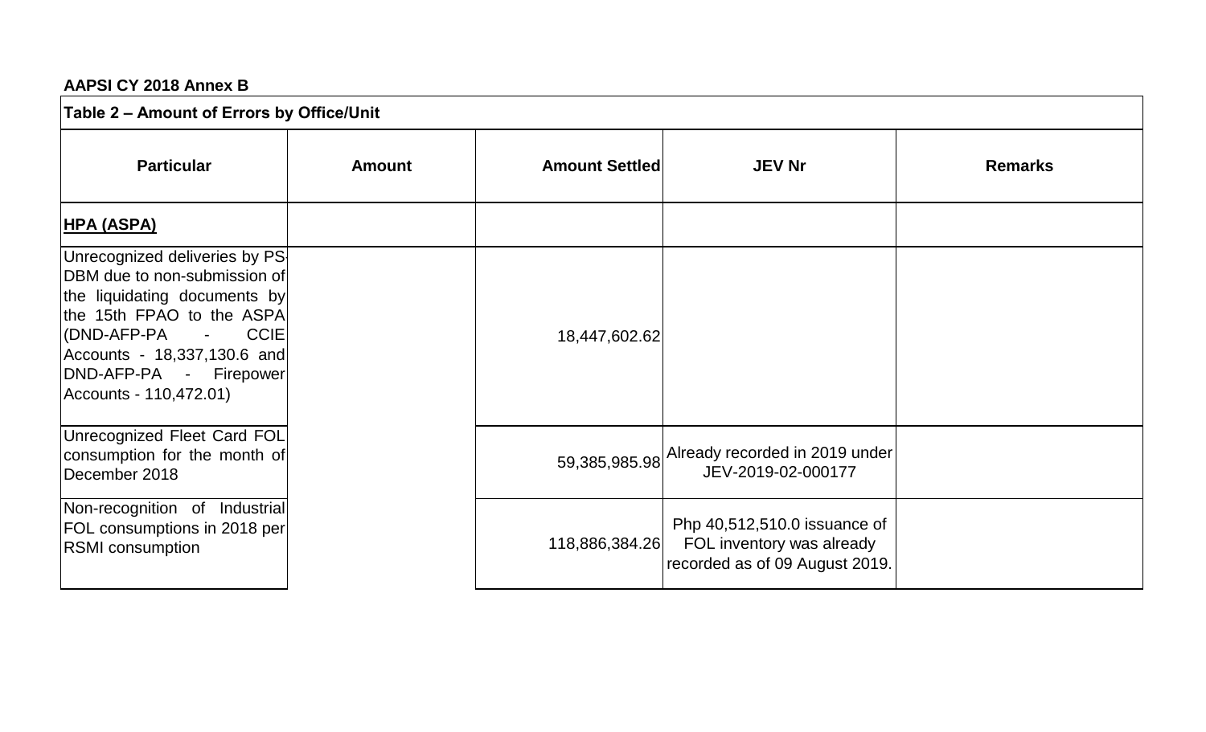**AAPSI CY 2018 Annex B**

| Table 2 – Amount of Errors by Office/Unit | | | | |
|---|---|---|---|---|
| **Particular** | **Amount** | **Amount Settled** | **JEV Nr** | **Remarks** |
| **HPA (ASPA)** | | | | |
| Unrecognized deliveries by PS-DBM due to non-submission of the liquidating documents by the 15th FPAO to the ASPA (DND-AFP-PA - CCIE Accounts - 18,337,130.6 and DND-AFP-PA - Firepower Accounts - 110,472.01) | | 18,447,602.62 | | |
| Unrecognized Fleet Card FOL consumption for the month of December 2018 | | 59,385,985.98 | Already recorded in 2019 under JEV-2019-02-000177 | |
| Non-recognition of Industrial FOL consumptions in 2018 per RSMI consumption | | 118,886,384.26 | Php 40,512,510.0 issuance of FOL inventory was already recorded as of 09 August 2019. | |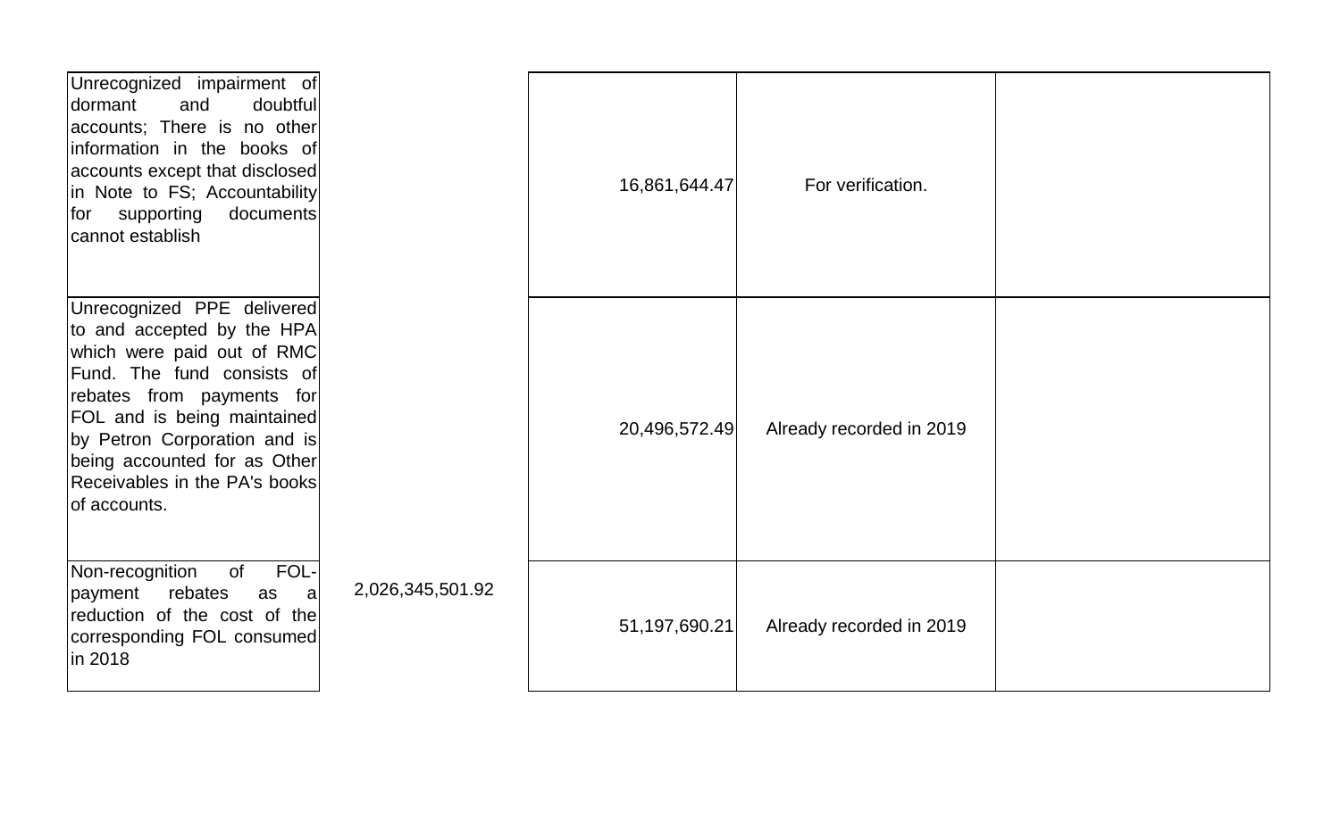| | | | | |
|---|---|---|---|---|
| Unrecognized impairment of dormant and doubtful accounts; There is no other information in the books of accounts except that disclosed in Note to FS; Accountability for supporting documents cannot establish | | 16,861,644.47 | For verification. | |
| Unrecognized PPE delivered to and accepted by the HPA which were paid out of RMC Fund. The fund consists of rebates from payments for FOL and is being maintained by Petron Corporation and is being accounted for as Other Receivables in the PA's books of accounts. | | 20,496,572.49 | Already recorded in 2019 | |
| Non-recognition of FOL-payment rebates as a reduction of the cost of the corresponding FOL consumed in 2018 | 2,026,345,501.92 | 51,197,690.21 | Already recorded in 2019 | |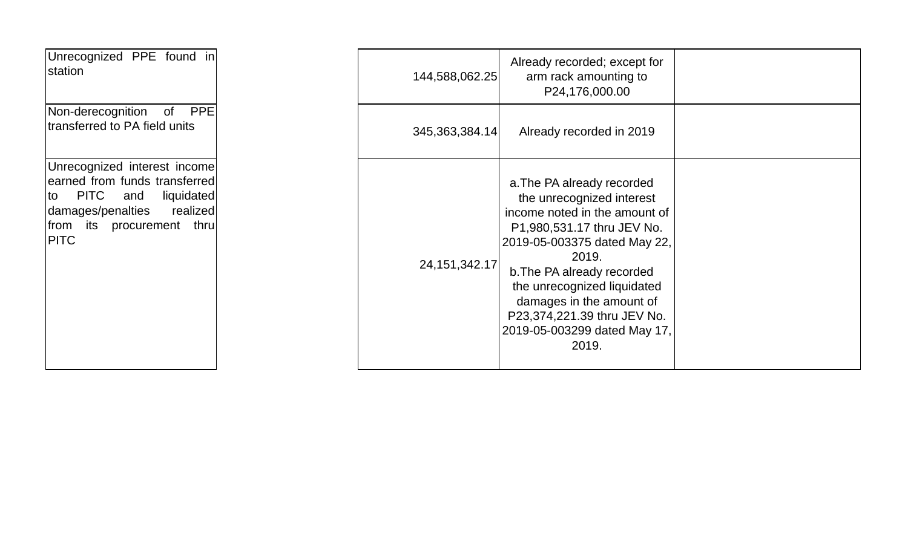| | | | |
|---|---|---|---|
| Unrecognized PPE found in station | 144,588,062.25 | Already recorded; except for arm rack amounting to P24,176,000.00 | |
| Non-derecognition of PPE transferred to PA field units | 345,363,384.14 | Already recorded in 2019 | |
| Unrecognized interest income earned from funds transferred to PITC and liquidated damages/penalties realized from its procurement thru PITC | 24,151,342.17 | a.The PA already recorded the unrecognized interest income noted in the amount of P1,980,531.17 thru JEV No. 2019-05-003375 dated May 22, 2019.<br>b.The PA already recorded the unrecognized liquidated damages in the amount of P23,374,221.39 thru JEV No. 2019-05-003299 dated May 17, 2019. | |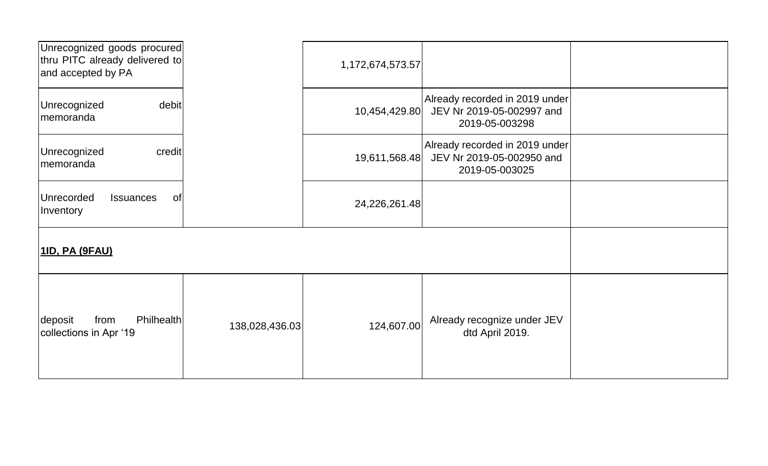| | | | | |
|---|---|---|---|---|
| Unrecognized goods procured thru PITC already delivered to and accepted by PA | | 1,172,674,573.57 | | |
| Unrecognized debit memoranda | | 10,454,429.80 | Already recorded in 2019 under JEV Nr 2019-05-002997 and 2019-05-003298 | |
| Unrecognized credit memoranda | | 19,611,568.48 | Already recorded in 2019 under JEV Nr 2019-05-002950 and 2019-05-003025 | |
| Unrecorded Issuances of Inventory | | 24,226,261.48 | | |
| **1ID, PA (9FAU)** | | | | |
| deposit from Philhealth collections in Apr '19 | 138,028,436.03 | 124,607.00 | Already recognize under JEV dtd April 2019. | |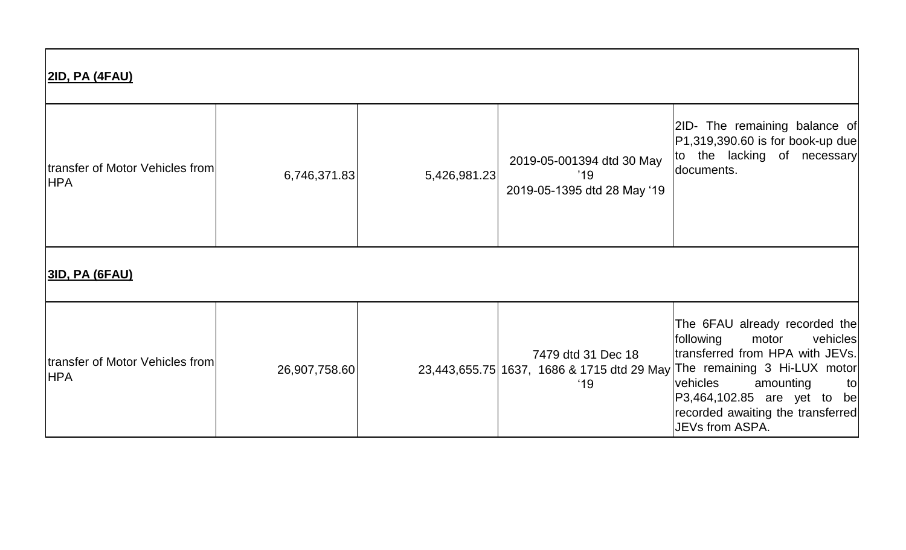| | | | | |
|---|---|---|---|---|
| **2ID, PA (4FAU)** | | | | |
| transfer of Motor Vehicles from HPA | 6,746,371.83 | 5,426,981.23 | 2019-05-001394 dtd 30 May '19<br>2019-05-1395 dtd 28 May '19 | 2ID- The remaining balance of P1,319,390.60 is for book-up due to the lacking of necessary documents. |
| **3ID, PA (6FAU)** | | | | |
| transfer of Motor Vehicles from HPA | 26,907,758.60 | 23,443,655.75 | 7479 dtd 31 Dec 18<br>1637, 1686 & 1715 dtd 29 May '19 | The 6FAU already recorded the following motor vehicles transferred from HPA with JEVs. The remaining 3 Hi-LUX motor vehicles amounting to P3,464,102.85 are yet to be recorded awaiting the transferred JEVs from ASPA. |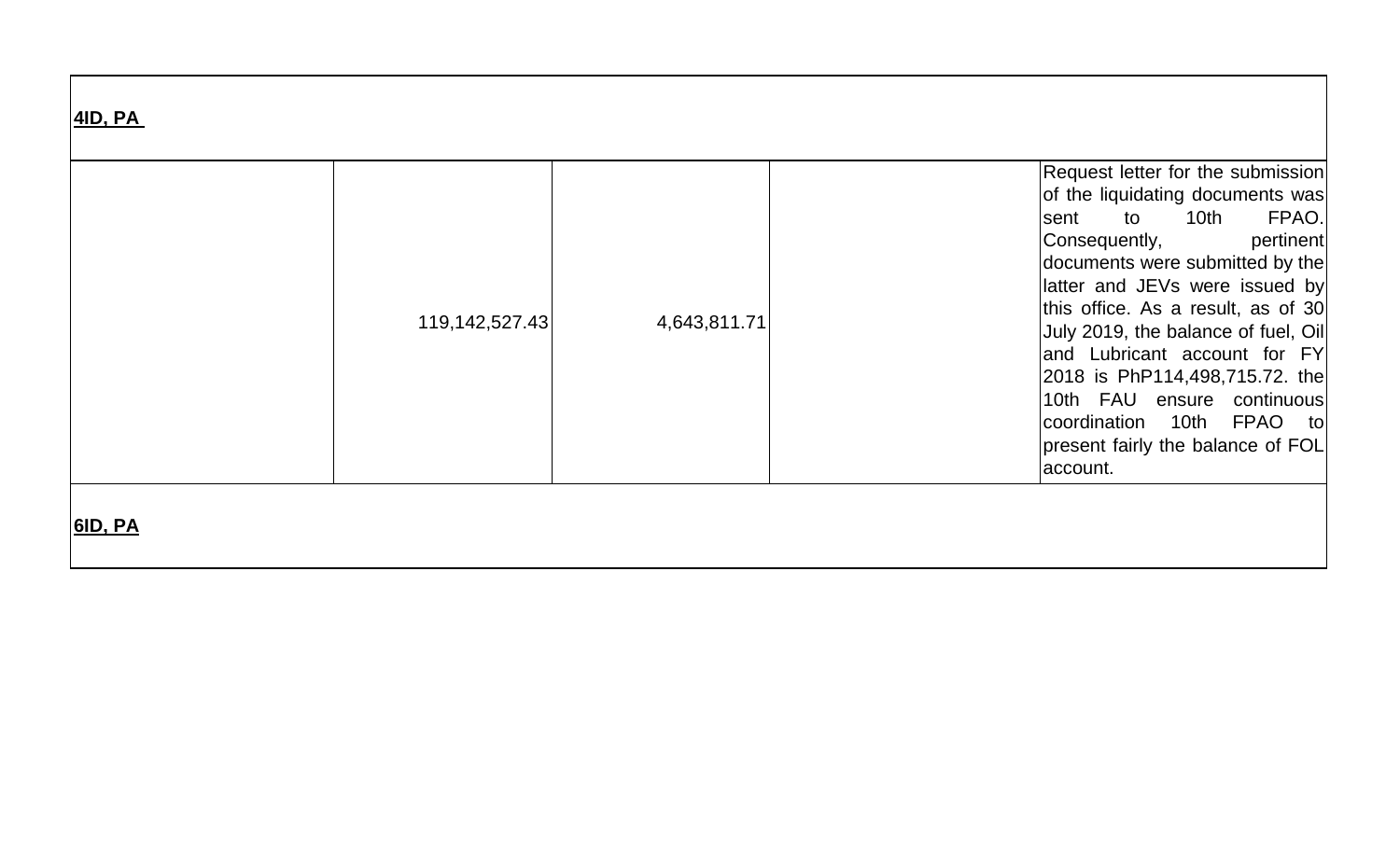| | | | | |
|---|---|---|---|---|
| **4ID, PA** | | | | |
| | 119,142,527.43 | 4,643,811.71 | | Request letter for the submission of the liquidating documents was sent to 10th FPAO. Consequently, pertinent documents were submitted by the latter and JEVs were issued by this office. As a result, as of 30 July 2019, the balance of fuel, Oil and Lubricant account for FY 2018 is PhP114,498,715.72. the 10th FAU ensure continuous coordination 10th FPAO to present fairly the balance of FOL account. |
| **6ID, PA** | | | | |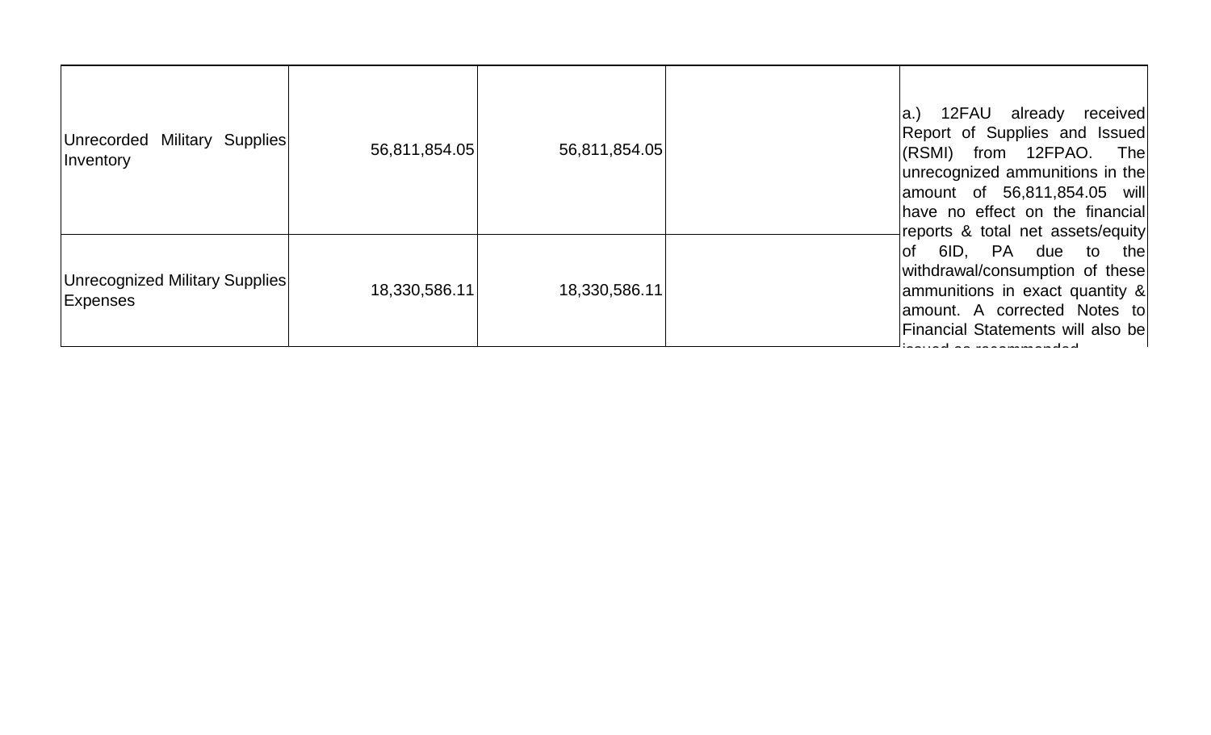| | | | | |
|---|---|---|---|---|
| Unrecorded Military Supplies Inventory | 56,811,854.05 | 56,811,854.05 | | a.) 12FAU already received Report of Supplies and Issued (RSMI) from 12FPAO. The unrecognized ammunitions in the amount of 56,811,854.05 will have no effect on the financial reports & total net assets/equity of 6ID, PA due to the withdrawal/consumption of these ammunitions in exact quantity & amount. A corrected Notes to Financial Statements will also be issued as recommended. |
| Unrecognized Military Supplies Expenses | 18,330,586.11 | 18,330,586.11 | | |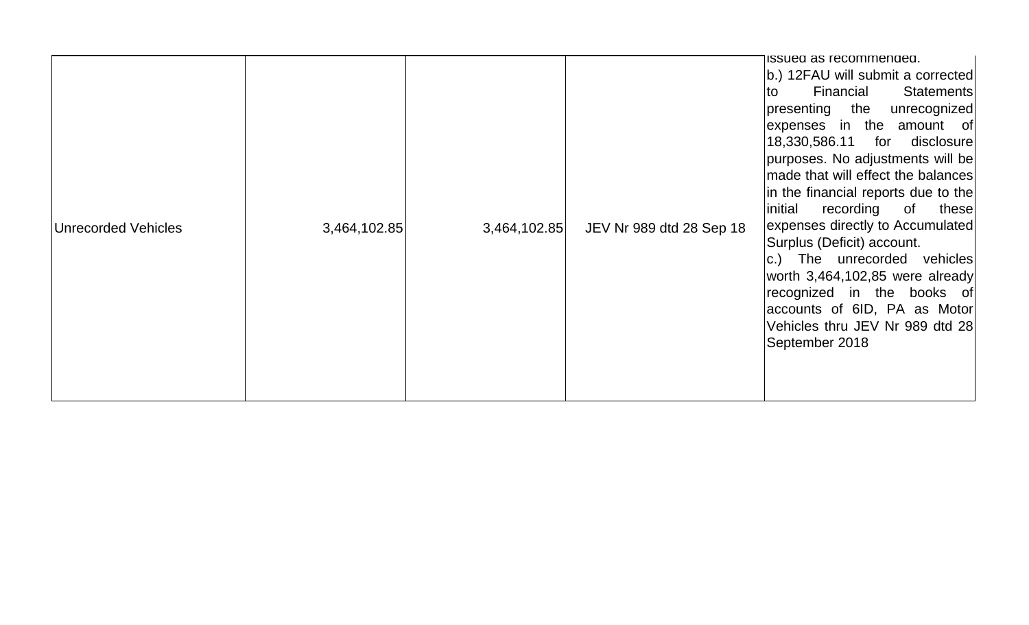| | | | | |
|---|---|---|---|---|
| Unrecorded Vehicles | 3,464,102.85 | 3,464,102.85 | JEV Nr 989 dtd 28 Sep 18 | issued as recommended.<br>b.) 12FAU will submit a corrected to Financial Statements presenting the unrecognized expenses in the amount of 18,330,586.11 for disclosure purposes. No adjustments will be made that will effect the balances in the financial reports due to the initial recording of these expenses directly to Accumulated Surplus (Deficit) account.<br>c.) The unrecorded vehicles worth 3,464,102,85 were already recognized in the books of accounts of 6ID, PA as Motor Vehicles thru JEV Nr 989 dtd 28 September 2018 |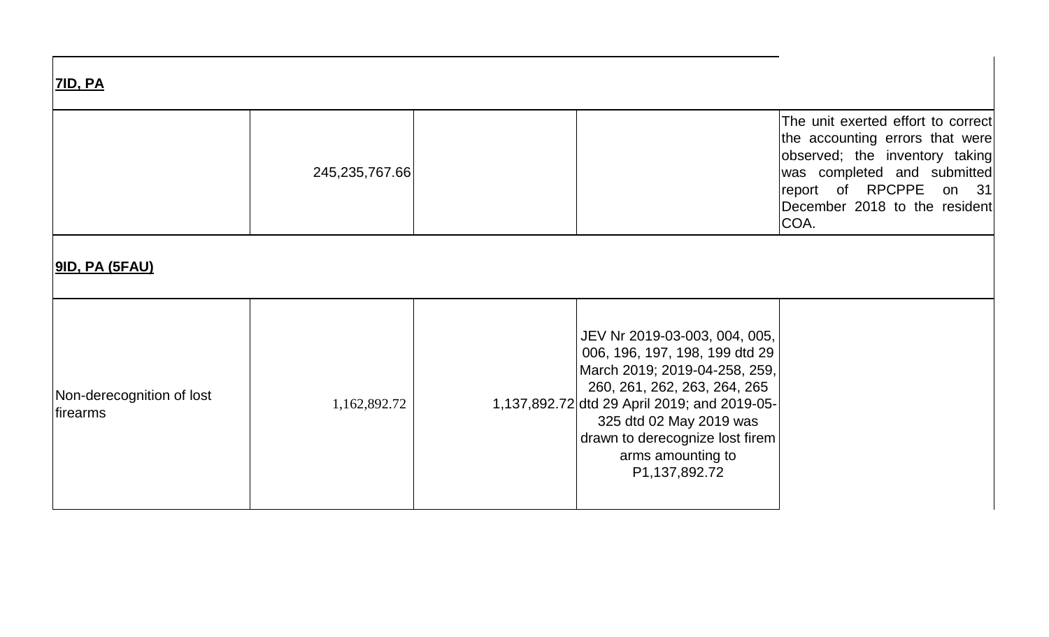| | | | | |
|---|---|---|---|---|
| **7ID, PA** | | | | |
| | 245,235,767.66 | | | The unit exerted effort to correct the accounting errors that were observed; the inventory taking was completed and submitted report of RPCPPE on 31 December 2018 to the resident COA. |
| **9ID, PA (5FAU)** | | | | |
| Non-derecognition of lost firearms | 1,162,892.72 | 1,137,892.72 | JEV Nr 2019-03-003, 004, 005, 006, 196, 197, 198, 199 dtd 29 March 2019; 2019-04-258, 259, 260, 261, 262, 263, 264, 265 dtd 29 April 2019; and 2019-05-325 dtd 02 May 2019 was drawn to derecognize lost firem arms amounting to P1,137,892.72 | |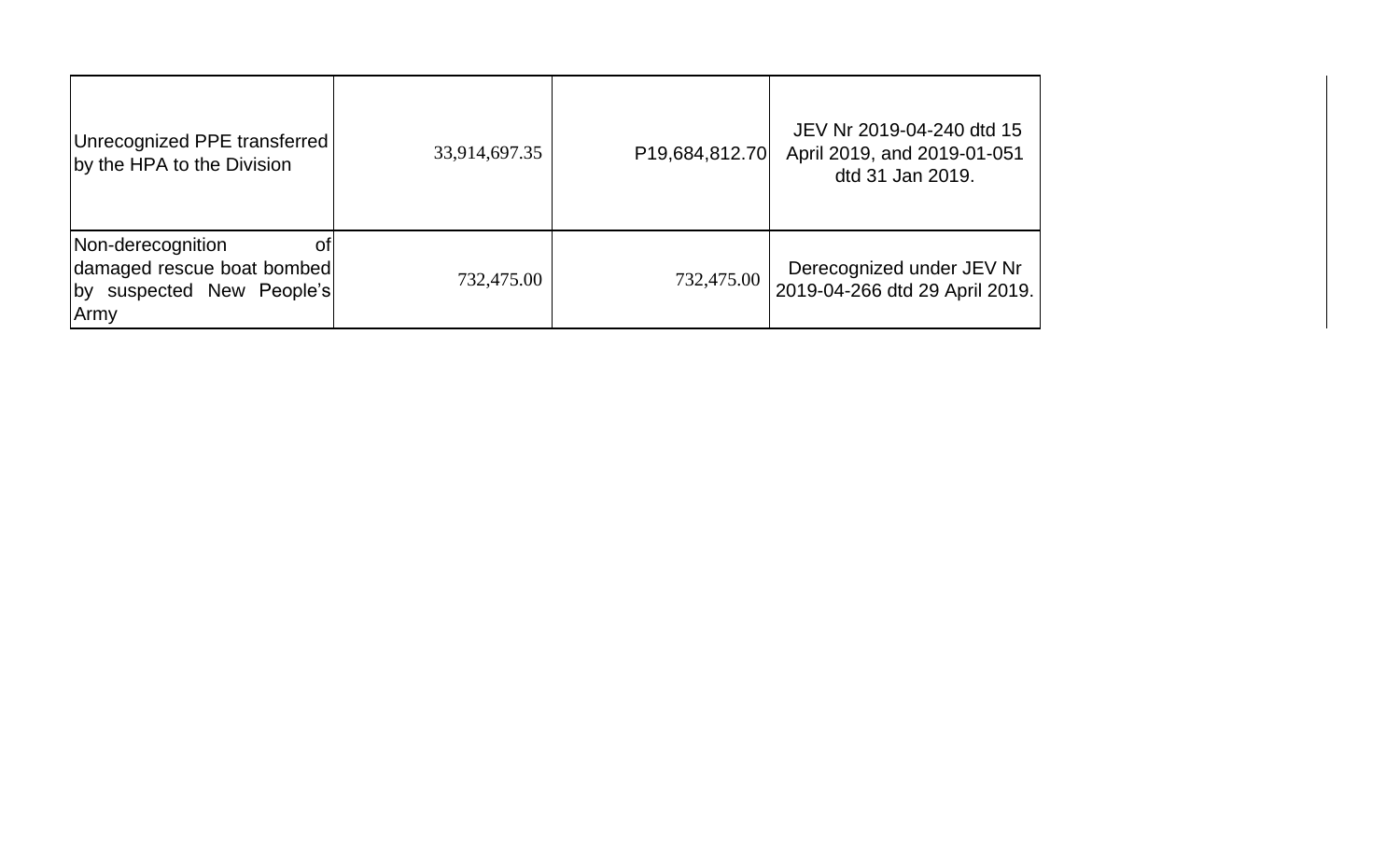| | | | |
|---|---|---|---|
| Unrecognized PPE transferred by the HPA to the Division | 33,914,697.35 | P19,684,812.70 | JEV Nr 2019-04-240 dtd 15 April 2019, and 2019-01-051 dtd 31 Jan 2019. |
| Non-derecognition of damaged rescue boat bombed by suspected New People's Army | 732,475.00 | 732,475.00 | Derecognized under JEV Nr 2019-04-266 dtd 29 April 2019. |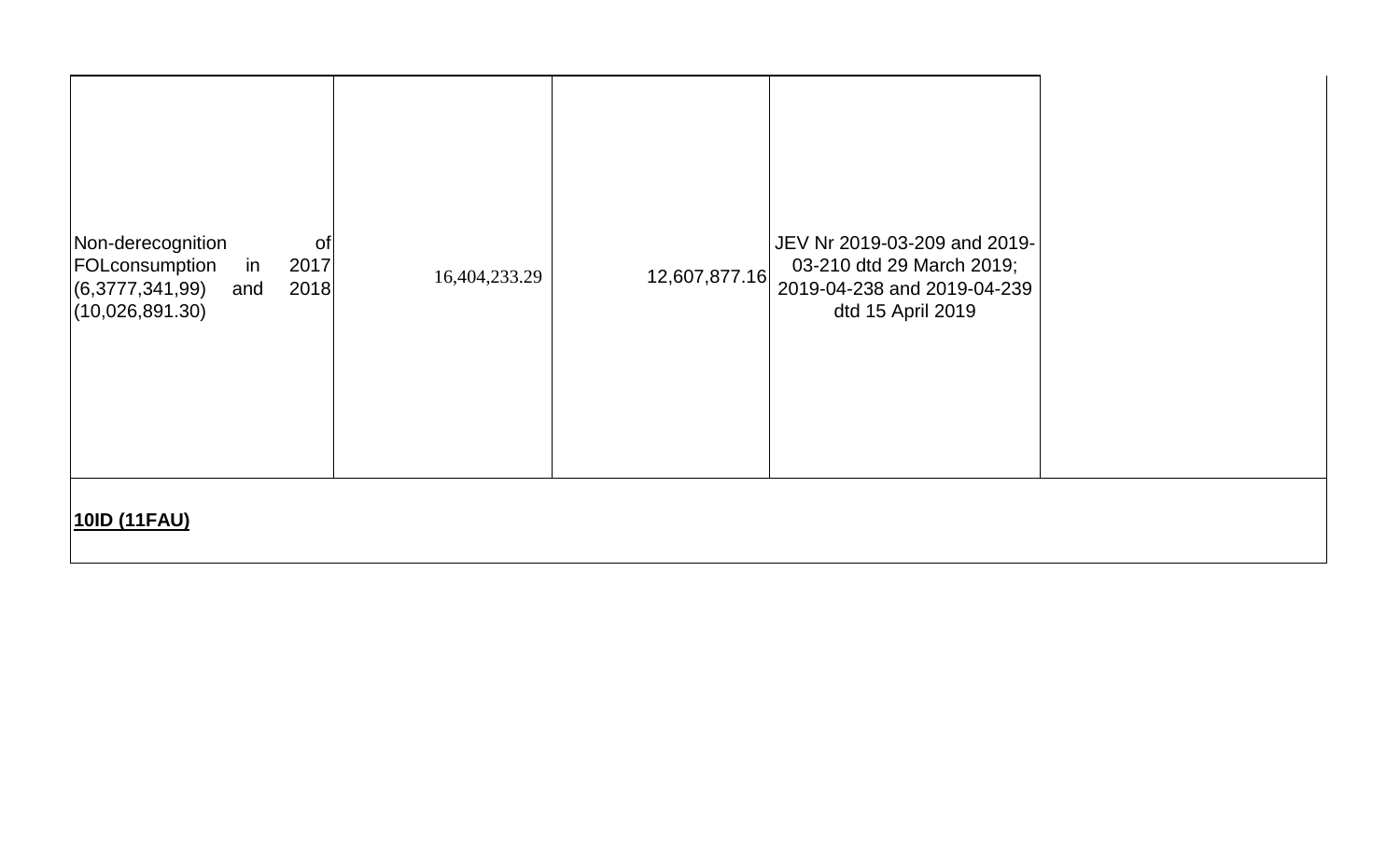| | | | | |
|---|---|---|---|---|
| Non-derecognition of FOLconsumption in 2017 (6,3777,341,99) and 2018 (10,026,891.30) | 16,404,233.29 | 12,607,877.16 | JEV Nr 2019-03-209 and 2019-03-210 dtd 29 March 2019; 2019-04-238 and 2019-04-239 dtd 15 April 2019 | |
| **10ID (11FAU)** | | | | |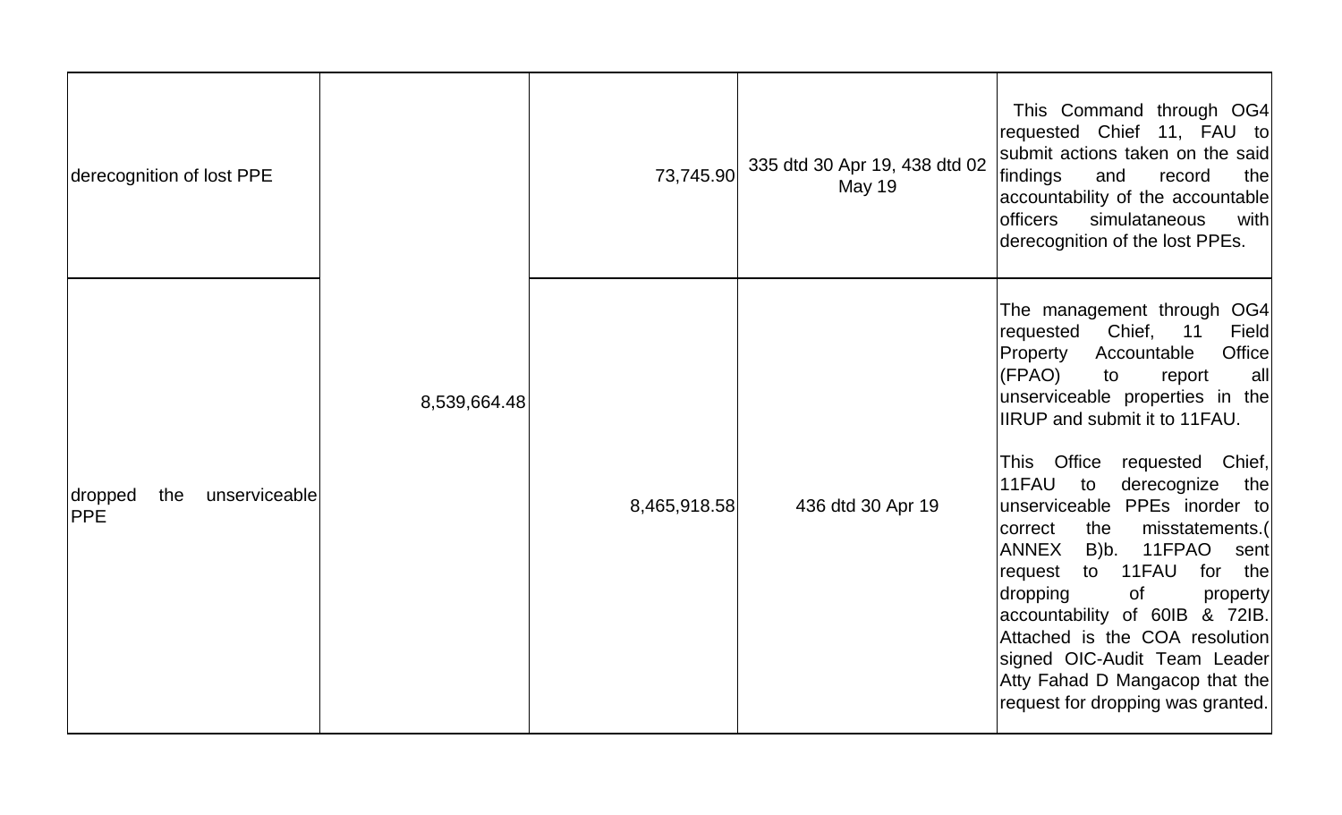| | | | | |
|---|---|---|---|---|
| derecognition of lost PPE | 8,539,664.48 | 73,745.90 | 335 dtd 30 Apr 19, 438 dtd 02 May 19 | This Command through OG4 requested Chief 11, FAU to submit actions taken on the said findings and record the accountability of the accountable officers simulataneous with derecognition of the lost PPEs. |
| dropped the unserviceable PPE | | 8,465,918.58 | 436 dtd 30 Apr 19 | The management through OG4 requested Chief, 11 Field Property Accountable Office (FPAO) to report all unserviceable properties in the IIRUP and submit it to 11FAU.<br><br>This Office requested Chief, 11FAU to derecognize the unserviceable PPEs inorder to correct the misstatements.( ANNEX B)b. 11FPAO sent request to 11FAU for the dropping of property accountability of 60IB & 72IB. Attached is the COA resolution signed OIC-Audit Team Leader Atty Fahad D Mangacop that the request for dropping was granted. |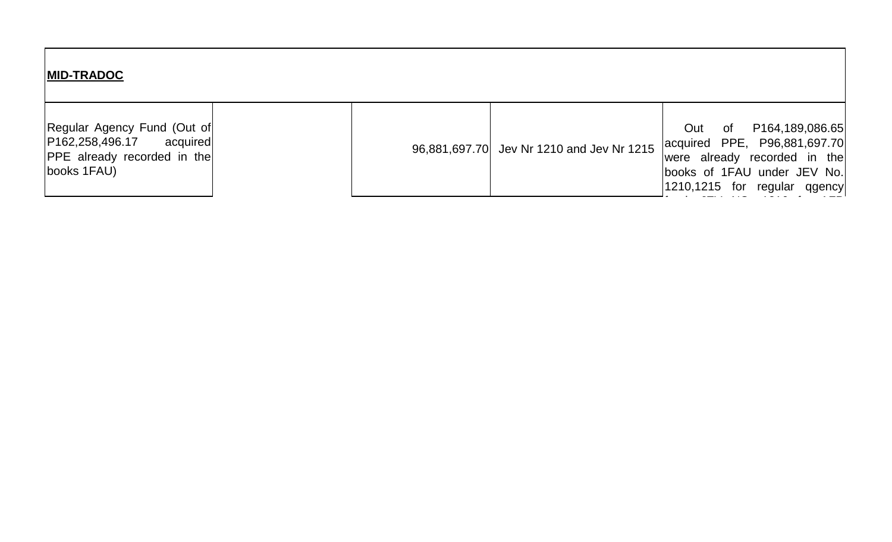| MID-TRADOC | | | | |
| --- | --- | --- | --- | --- |
| Regular Agency Fund (Out of P162,258,496.17 acquired PPE already recorded in the books 1FAU) | | 96,881,697.70 | Jev Nr 1210 and Jev Nr 1215 | Out of P164,189,086.65 acquired PPE, P96,881,697.70 were already recorded in the books of 1FAU under JEV No. 1210,1215 for regular qgency |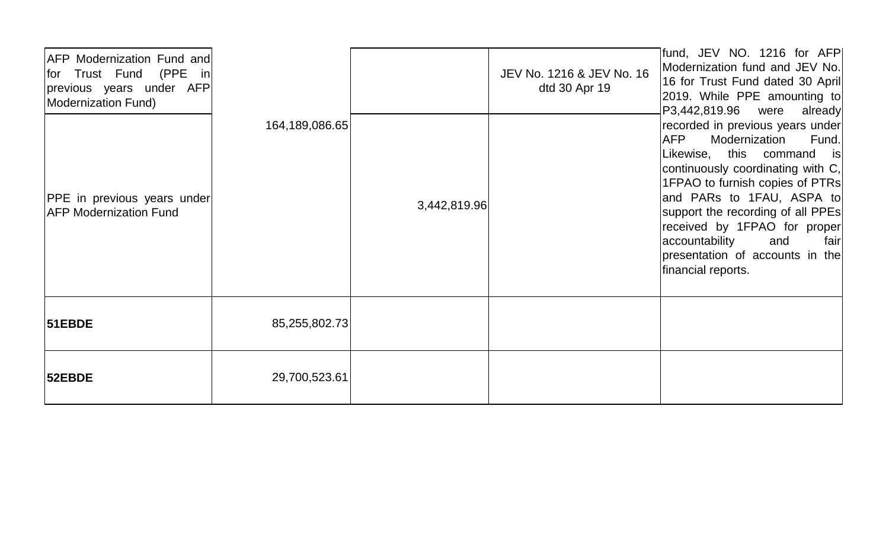| | | | | |
|---|---|---|---|---|
| AFP Modernization Fund and for Trust Fund (PPE in previous years under AFP Modernization Fund) | 164,189,086.65 | | JEV No. 1216 & JEV No. 16 dtd 30 Apr 19 | fund, JEV NO. 1216 for AFP Modernization fund and JEV No. 16 for Trust Fund dated 30 April 2019. While PPE amounting to P3,442,819.96 were already recorded in previous years under AFP Modernization Fund. Likewise, this command is continuously coordinating with C, 1FPAO to furnish copies of PTRs and PARs to 1FAU, ASPA to support the recording of all PPEs received by 1FPAO for proper accountability and fair presentation of accounts in the financial reports. |
| PPE in previous years under AFP Modernization Fund | | 3,442,819.96 | | |
| **51EBDE** | 85,255,802.73 | | | |
| **52EBDE** | 29,700,523.61 | | | |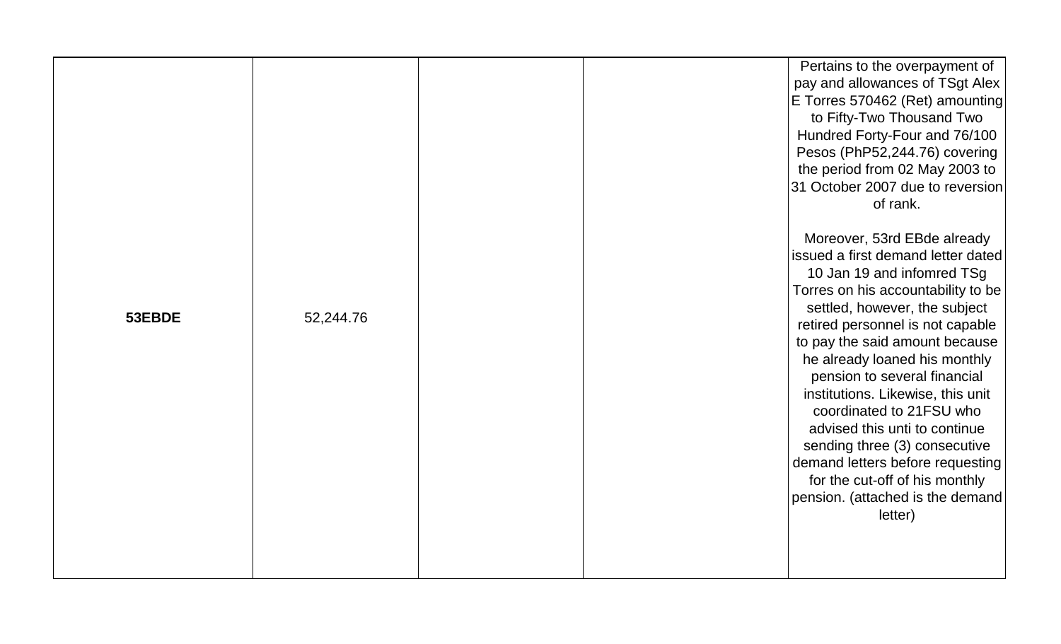| | | | | |
|---|---|---|---|---|
| **53EBDE** | 52,244.76 | | | Pertains to the overpayment of pay and allowances of TSgt Alex E Torres 570462 (Ret) amounting to Fifty-Two Thousand Two Hundred Forty-Four and 76/100 Pesos (PhP52,244.76) covering the period from 02 May 2003 to 31 October 2007 due to reversion of rank.<br><br>Moreover, 53rd EBde already issued a first demand letter dated 10 Jan 19 and infomred TSg Torres on his accountability to be settled, however, the subject retired personnel is not capable to pay the said amount because he already loaned his monthly pension to several financial institutions. Likewise, this unit coordinated to 21FSU who advised this unti to continue sending three (3) consecutive demand letters before requesting for the cut-off of his monthly pension. (attached is the demand letter) |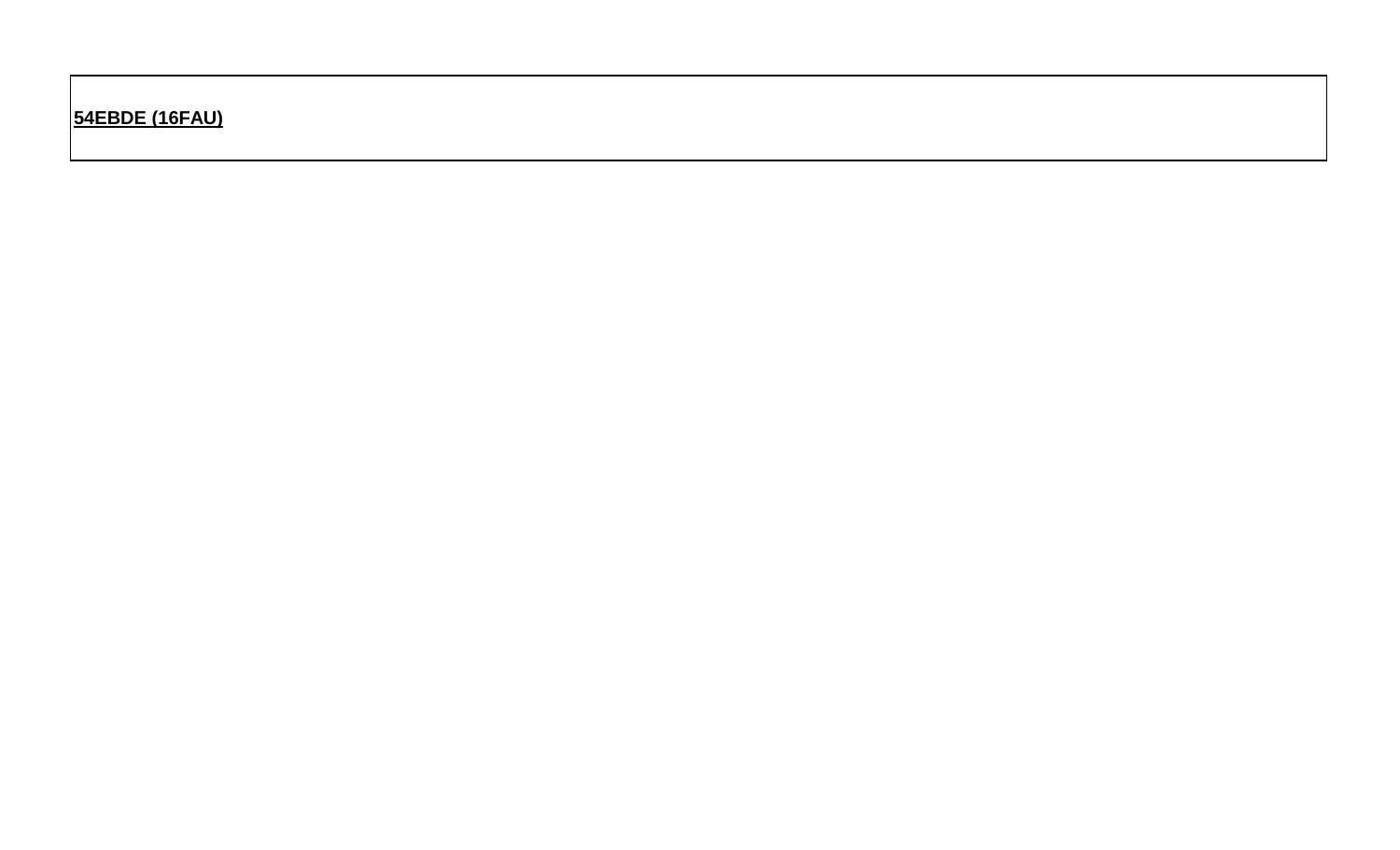**54EBDE (16FAU)**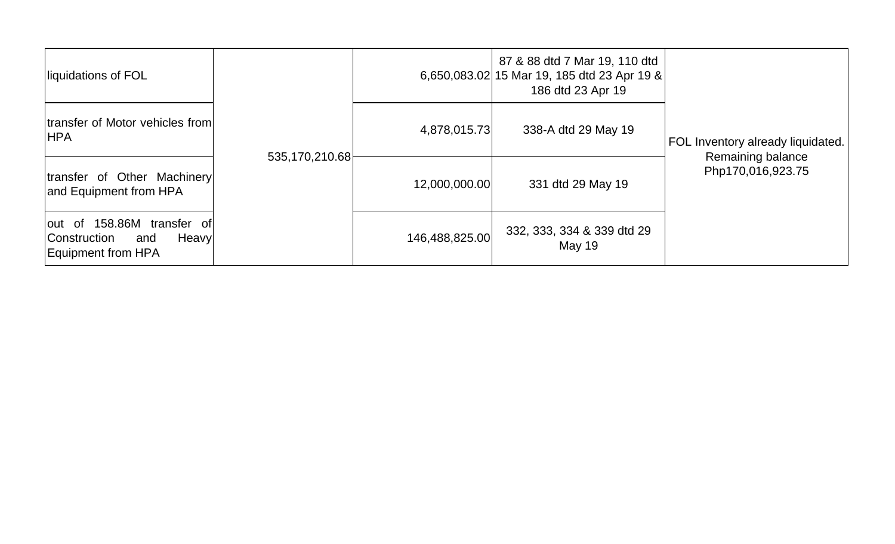| | | | | |
|---|---|---|---|---|
| liquidations of FOL | 535,170,210.68 | 6,650,083.02 | 87 & 88 dtd 7 Mar 19, 110 dtd 15 Mar 19, 185 dtd 23 Apr 19 & 186 dtd 23 Apr 19 | FOL Inventory already liquidated. Remaining balance Php170,016,923.75 |
| transfer of Motor vehicles from HPA | | 4,878,015.73 | 338-A dtd 29 May 19 | |
| transfer of Other Machinery and Equipment from HPA | | 12,000,000.00 | 331 dtd 29 May 19 | |
| out of 158.86M transfer of Construction and Heavy Equipment from HPA | | 146,488,825.00 | 332, 333, 334 & 339 dtd 29 May 19 | |